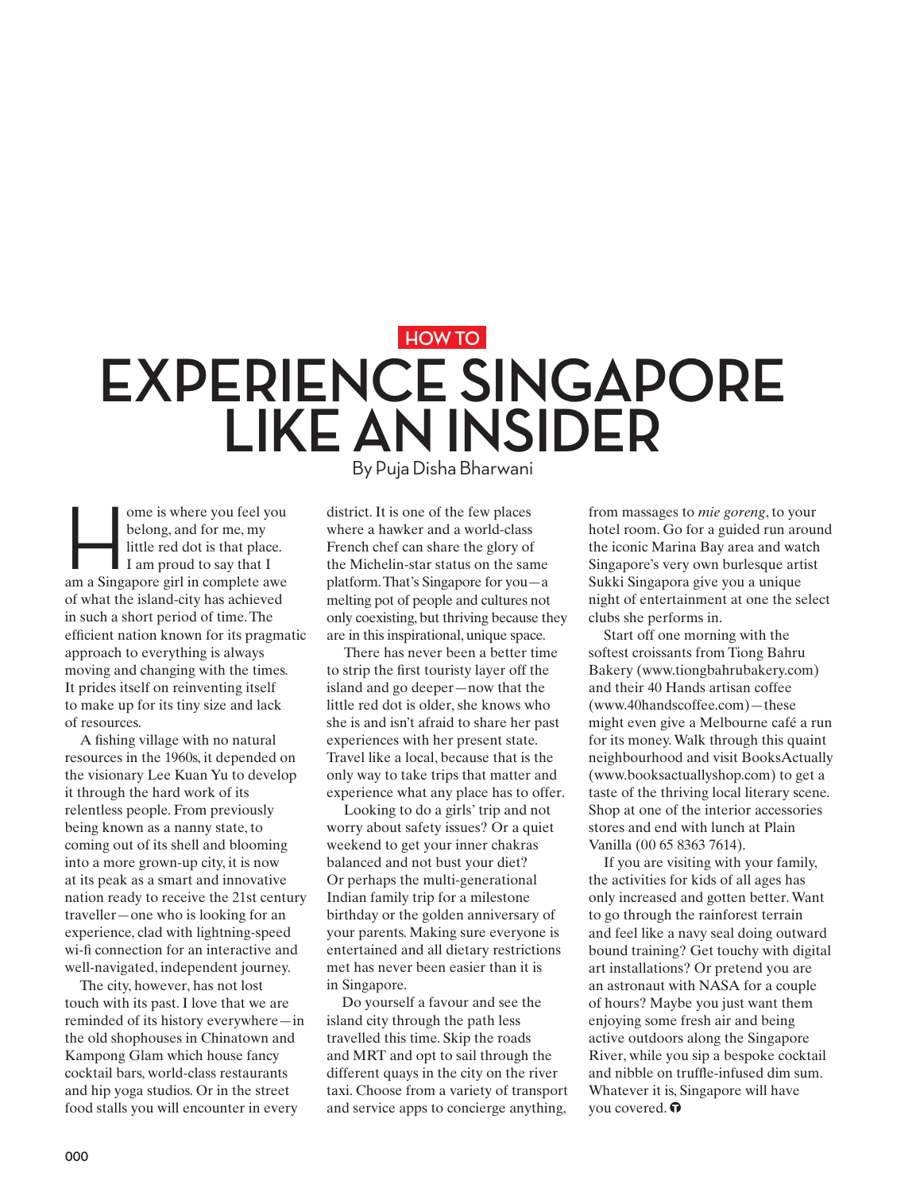HOW TO

# EXPERIENCE SINGAPORE LIKE AN INSIDER

By Puja Disha Bharwani

Home is where you feel you belong, and for me, my little red dot is that place. I am proud to say that I am a Singapore girl in complete awe of what the island-city has achieved in such a short period of time. The efficient nation known for its pragmatic approach to everything is always moving and changing with the times. It prides itself on reinventing itself to make up for its tiny size and lack of resources.

A fishing village with no natural resources in the 1960s, it depended on the visionary Lee Kuan Yu to develop it through the hard work of its relentless people. From previously being known as a nanny state, to coming out of its shell and blooming into a more grown-up city, it is now at its peak as a smart and innovative nation ready to receive the 21st century traveller—one who is looking for an experience, clad with lightning-speed wi-fi connection for an interactive and well-navigated, independent journey.

The city, however, has not lost touch with its past. I love that we are reminded of its history everywhere—in the old shophouses in Chinatown and Kampong Glam which house fancy cocktail bars, world-class restaurants and hip yoga studios. Or in the street food stalls you will encounter in every district. It is one of the few places where a hawker and a world-class French chef can share the glory of the Michelin-star status on the same platform. That's Singapore for you—a melting pot of people and cultures not only coexisting, but thriving because they are in this inspirational, unique space.

There has never been a better time to strip the first touristy layer off the island and go deeper—now that the little red dot is older, she knows who she is and isn't afraid to share her past experiences with her present state. Travel like a local, because that is the only way to take trips that matter and experience what any place has to offer.

Looking to do a girls' trip and not worry about safety issues? Or a quiet weekend to get your inner chakras balanced and not bust your diet? Or perhaps the multi-generational Indian family trip for a milestone birthday or the golden anniversary of your parents. Making sure everyone is entertained and all dietary restrictions met has never been easier than it is in Singapore.

Do yourself a favour and see the island city through the path less travelled this time. Skip the roads and MRT and opt to sail through the different quays in the city on the river taxi. Choose from a variety of transport and service apps to concierge anything, from massages to *mie goreng*, to your hotel room. Go for a guided run around the iconic Marina Bay area and watch Singapore's very own burlesque artist Sukki Singapora give you a unique night of entertainment at one the select clubs she performs in.

Start off one morning with the softest croissants from Tiong Bahru Bakery (www.tiongbahrubakery.com) and their 40 Hands artisan coffee (www.40handscoffee.com)—these might even give a Melbourne café a run for its money. Walk through this quaint neighbourhood and visit BooksActually (www.booksactuallyshop.com) to get a taste of the thriving local literary scene. Shop at one of the interior accessories stores and end with lunch at Plain Vanilla (00 65 8363 7614).

If you are visiting with your family, the activities for kids of all ages has only increased and gotten better. Want to go through the rainforest terrain and feel like a navy seal doing outward bound training? Get touchy with digital art installations? Or pretend you are an astronaut with NASA for a couple of hours? Maybe you just want them enjoying some fresh air and being active outdoors along the Singapore River, while you sip a bespoke cocktail and nibble on truffle-infused dim sum. Whatever it is, Singapore will have you covered.